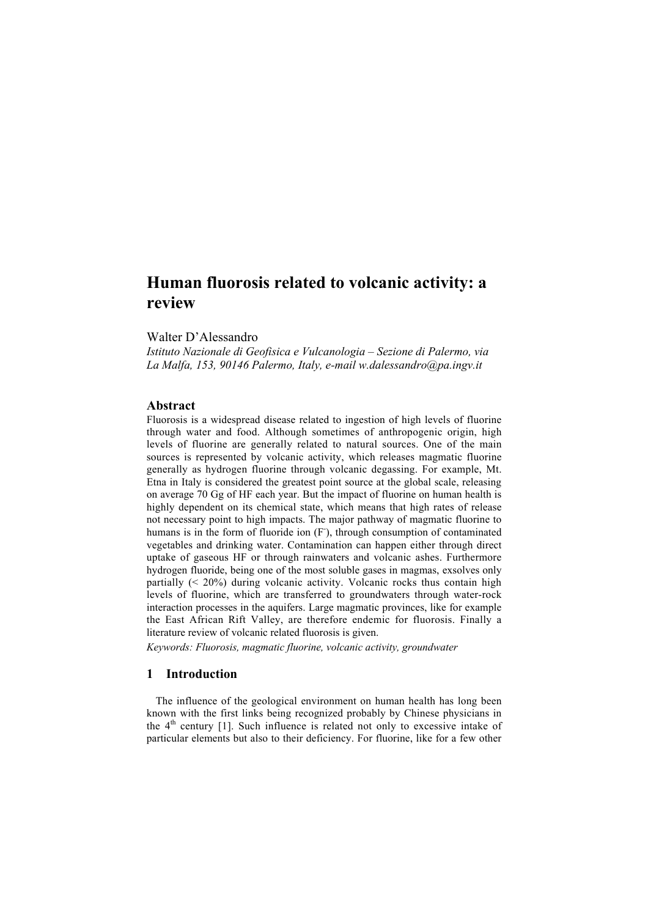# Human fluorosis related to volcanic activity: a review

Walter D'Alessandro

*Istituto Nazionale di Geofisica e Vulcanologia – Sezione di Palermo, via La Malfa, 153, 90146 Palermo, Italy, e-mail w.dalessandro@pa.ingv.it*

## Abstract

Fluorosis is a widespread disease related to ingestion of high levels of fluorine through water and food. Although sometimes of anthropogenic origin, high levels of fluorine are generally related to natural sources. One of the main sources is represented by volcanic activity, which releases magmatic fluorine generally as hydrogen fluorine through volcanic degassing. For example, Mt. Etna in Italy is considered the greatest point source at the global scale, releasing on average 70 Gg of HF each year. But the impact of fluorine on human health is highly dependent on its chemical state, which means that high rates of release not necessary point to high impacts. The major pathway of magmatic fluorine to humans is in the form of fluoride ion ($F^-$), through consumption of contaminated vegetables and drinking water. Contamination can happen either through direct uptake of gaseous HF or through rainwaters and volcanic ashes. Furthermore hydrogen fluoride, being one of the most soluble gases in magmas, exsolves only partially (< 20%) during volcanic activity. Volcanic rocks thus contain high levels of fluorine, which are transferred to groundwaters through water-rock interaction processes in the aquifers. Large magmatic provinces, like for example the East African Rift Valley, are therefore endemic for fluorosis. Finally a literature review of volcanic related fluorosis is given.

*Keywords: Fluorosis, magmatic fluorine, volcanic activity, groundwater*

## 1 Introduction

The influence of the geological environment on human health has long been known with the first links being recognized probably by Chinese physicians in the 4$^{th}$ century [1]. Such influence is related not only to excessive intake of particular elements but also to their deficiency. For fluorine, like for a few other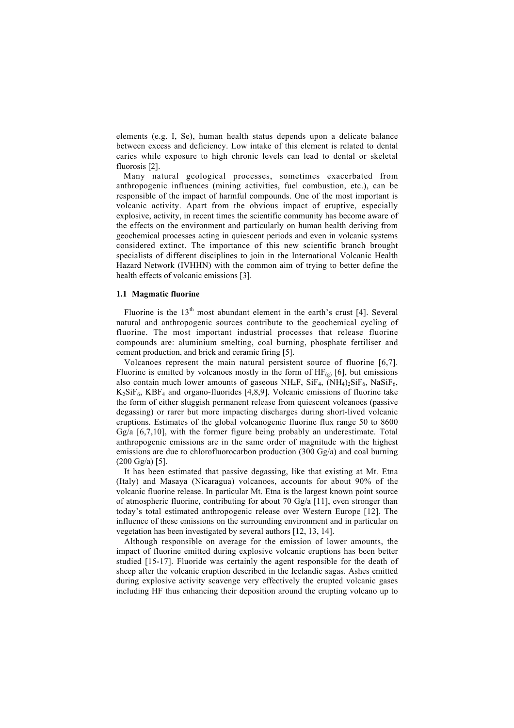elements (e.g. I, Se), human health status depends upon a delicate balance between excess and deficiency. Low intake of this element is related to dental caries while exposure to high chronic levels can lead to dental or skeletal fluorosis [2].

Many natural geological processes, sometimes exacerbated from anthropogenic influences (mining activities, fuel combustion, etc.), can be responsible of the impact of harmful compounds. One of the most important is volcanic activity. Apart from the obvious impact of eruptive, especially explosive, activity, in recent times the scientific community has become aware of the effects on the environment and particularly on human health deriving from geochemical processes acting in quiescent periods and even in volcanic systems considered extinct. The importance of this new scientific branch brought specialists of different disciplines to join in the International Volcanic Health Hazard Network (IVHHN) with the common aim of trying to better define the health effects of volcanic emissions [3].

### 1.1 Magmatic fluorine

Fluorine is the 13[th] most abundant element in the earth's crust [4]. Several natural and anthropogenic sources contribute to the geochemical cycling of fluorine. The most important industrial processes that release fluorine compounds are: aluminium smelting, coal burning, phosphate fertiliser and cement production, and brick and ceramic firing [5].

Volcanoes represent the main natural persistent source of fluorine [6,7]. Fluorine is emitted by volcanoes mostly in the form of $HF_{(g)}$ [6], but emissions also contain much lower amounts of gaseous $NH_4F$, $SiF_4$, $(NH_4)_2SiF_6$, $NaSiF_6$, $K_2SiF_6$, $KBF_4$ and organo-fluorides [4,8,9]. Volcanic emissions of fluorine take the form of either sluggish permanent release from quiescent volcanoes (passive degassing) or rarer but more impacting discharges during short-lived volcanic eruptions. Estimates of the global volcanogenic fluorine flux range 50 to 8600 Gg/a [6,7,10], with the former figure being probably an underestimate. Total anthropogenic emissions are in the same order of magnitude with the highest emissions are due to chlorofluorocarbon production (300 Gg/a) and coal burning (200 Gg/a) [5].

It has been estimated that passive degassing, like that existing at Mt. Etna (Italy) and Masaya (Nicaragua) volcanoes, accounts for about 90% of the volcanic fluorine release. In particular Mt. Etna is the largest known point source of atmospheric fluorine, contributing for about 70 Gg/a [11], even stronger than today's total estimated anthropogenic release over Western Europe [12]. The influence of these emissions on the surrounding environment and in particular on vegetation has been investigated by several authors [12, 13, 14].

Although responsible on average for the emission of lower amounts, the impact of fluorine emitted during explosive volcanic eruptions has been better studied [15-17]. Fluoride was certainly the agent responsible for the death of sheep after the volcanic eruption described in the Icelandic sagas. Ashes emitted during explosive activity scavenge very effectively the erupted volcanic gases including HF thus enhancing their deposition around the erupting volcano up to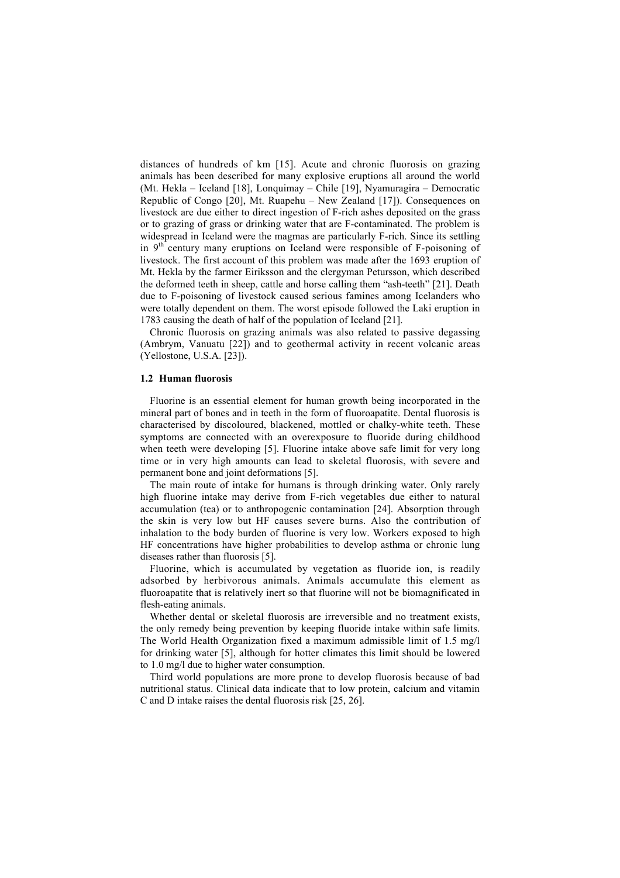distances of hundreds of km [15]. Acute and chronic fluorosis on grazing animals has been described for many explosive eruptions all around the world (Mt. Hekla – Iceland [18], Lonquimay – Chile [19], Nyamuragira – Democratic Republic of Congo [20], Mt. Ruapehu – New Zealand [17]). Consequences on livestock are due either to direct ingestion of F-rich ashes deposited on the grass or to grazing of grass or drinking water that are F-contaminated. The problem is widespread in Iceland were the magmas are particularly F-rich. Since its settling in 9th century many eruptions on Iceland were responsible of F-poisoning of livestock. The first account of this problem was made after the 1693 eruption of Mt. Hekla by the farmer Eiriksson and the clergyman Petursson, which described the deformed teeth in sheep, cattle and horse calling them "ash-teeth" [21]. Death due to F-poisoning of livestock caused serious famines among Icelanders who were totally dependent on them. The worst episode followed the Laki eruption in 1783 causing the death of half of the population of Iceland [21].

Chronic fluorosis on grazing animals was also related to passive degassing (Ambrym, Vanuatu [22]) and to geothermal activity in recent volcanic areas (Yellostone, U.S.A. [23]).

### 1.2 Human fluorosis

Fluorine is an essential element for human growth being incorporated in the mineral part of bones and in teeth in the form of fluoroapatite. Dental fluorosis is characterised by discoloured, blackened, mottled or chalky-white teeth. These symptoms are connected with an overexposure to fluoride during childhood when teeth were developing [5]. Fluorine intake above safe limit for very long time or in very high amounts can lead to skeletal fluorosis, with severe and permanent bone and joint deformations [5].

The main route of intake for humans is through drinking water. Only rarely high fluorine intake may derive from F-rich vegetables due either to natural accumulation (tea) or to anthropogenic contamination [24]. Absorption through the skin is very low but HF causes severe burns. Also the contribution of inhalation to the body burden of fluorine is very low. Workers exposed to high HF concentrations have higher probabilities to develop asthma or chronic lung diseases rather than fluorosis [5].

Fluorine, which is accumulated by vegetation as fluoride ion, is readily adsorbed by herbivorous animals. Animals accumulate this element as fluoroapatite that is relatively inert so that fluorine will not be biomagnificated in flesh-eating animals.

Whether dental or skeletal fluorosis are irreversible and no treatment exists, the only remedy being prevention by keeping fluoride intake within safe limits. The World Health Organization fixed a maximum admissible limit of 1.5 mg/l for drinking water [5], although for hotter climates this limit should be lowered to 1.0 mg/l due to higher water consumption.

Third world populations are more prone to develop fluorosis because of bad nutritional status. Clinical data indicate that to low protein, calcium and vitamin C and D intake raises the dental fluorosis risk [25, 26].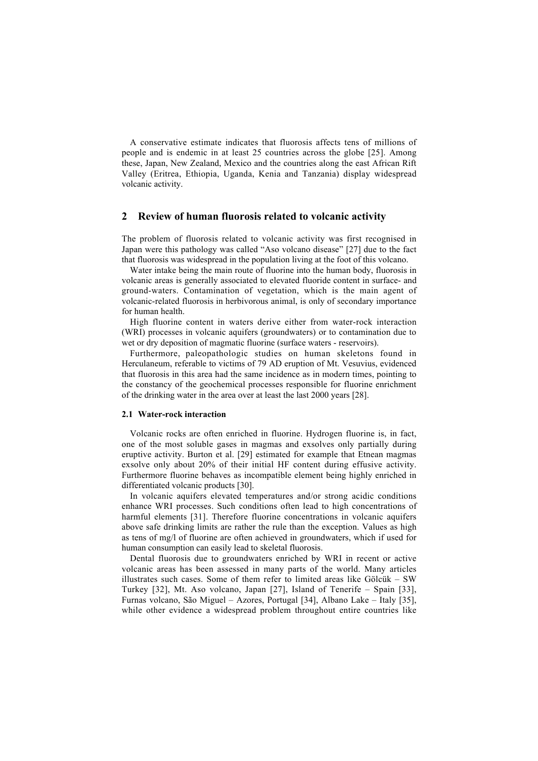A conservative estimate indicates that fluorosis affects tens of millions of people and is endemic in at least 25 countries across the globe [25]. Among these, Japan, New Zealand, Mexico and the countries along the east African Rift Valley (Eritrea, Ethiopia, Uganda, Kenia and Tanzania) display widespread volcanic activity.

## 2 Review of human fluorosis related to volcanic activity

The problem of fluorosis related to volcanic activity was first recognised in Japan were this pathology was called "Aso volcano disease" [27] due to the fact that fluorosis was widespread in the population living at the foot of this volcano.

Water intake being the main route of fluorine into the human body, fluorosis in volcanic areas is generally associated to elevated fluoride content in surface- and ground-waters. Contamination of vegetation, which is the main agent of volcanic-related fluorosis in herbivorous animal, is only of secondary importance for human health.

High fluorine content in waters derive either from water-rock interaction (WRI) processes in volcanic aquifers (groundwaters) or to contamination due to wet or dry deposition of magmatic fluorine (surface waters - reservoirs).

Furthermore, paleopathologic studies on human skeletons found in Herculaneum, referable to victims of 79 AD eruption of Mt. Vesuvius, evidenced that fluorosis in this area had the same incidence as in modern times, pointing to the constancy of the geochemical processes responsible for fluorine enrichment of the drinking water in the area over at least the last 2000 years [28].

### 2.1 Water-rock interaction

Volcanic rocks are often enriched in fluorine. Hydrogen fluorine is, in fact, one of the most soluble gases in magmas and exsolves only partially during eruptive activity. Burton et al. [29] estimated for example that Etnean magmas exsolve only about 20% of their initial HF content during effusive activity. Furthermore fluorine behaves as incompatible element being highly enriched in differentiated volcanic products [30].

In volcanic aquifers elevated temperatures and/or strong acidic conditions enhance WRI processes. Such conditions often lead to high concentrations of harmful elements [31]. Therefore fluorine concentrations in volcanic aquifers above safe drinking limits are rather the rule than the exception. Values as high as tens of mg/l of fluorine are often achieved in groundwaters, which if used for human consumption can easily lead to skeletal fluorosis.

Dental fluorosis due to groundwaters enriched by WRI in recent or active volcanic areas has been assessed in many parts of the world. Many articles illustrates such cases. Some of them refer to limited areas like Gölcük – SW Turkey [32], Mt. Aso volcano, Japan [27], Island of Tenerife – Spain [33], Furnas volcano, São Miguel – Azores, Portugal [34], Albano Lake – Italy [35], while other evidence a widespread problem throughout entire countries like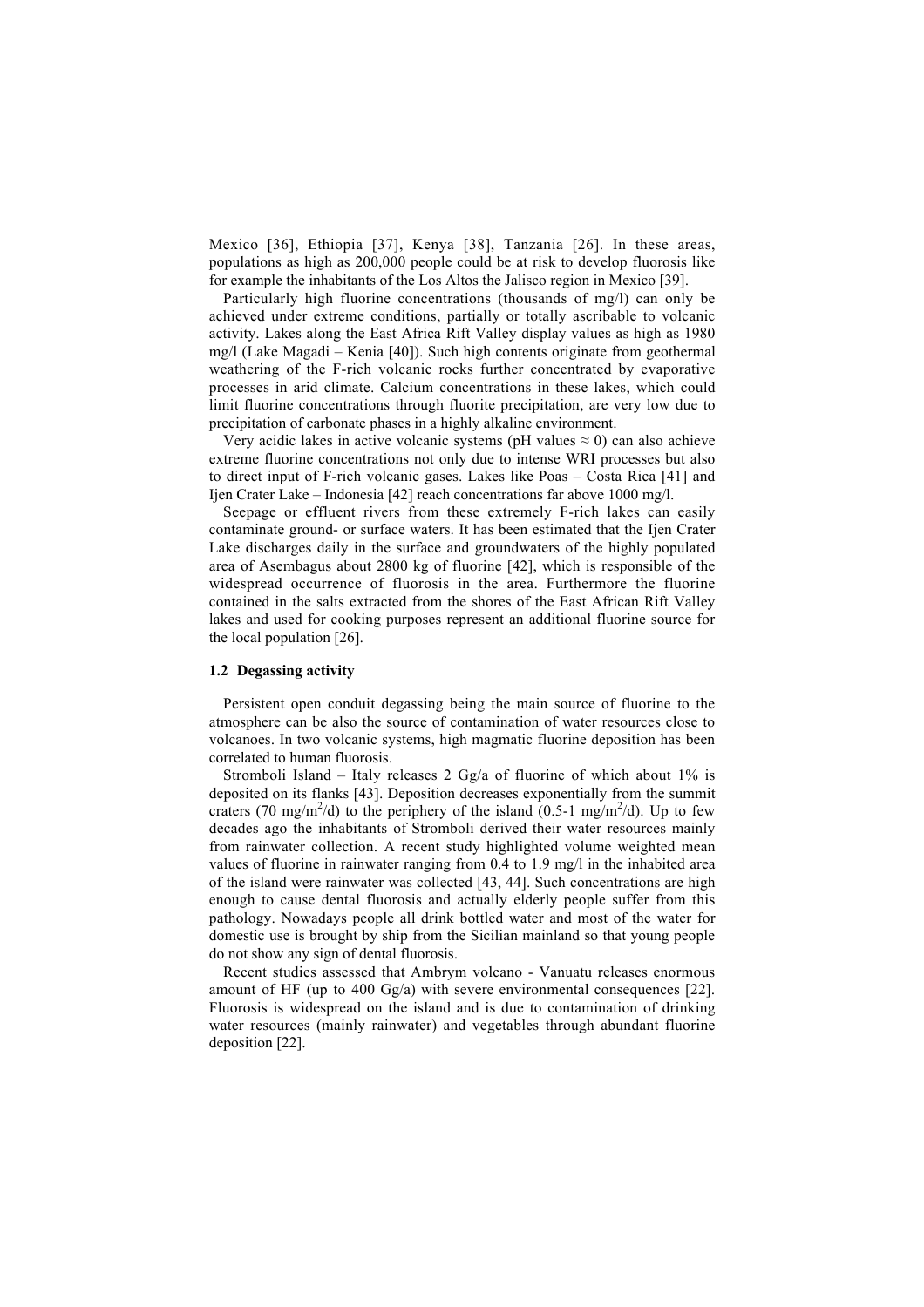Mexico [36], Ethiopia [37], Kenya [38], Tanzania [26]. In these areas, populations as high as 200,000 people could be at risk to develop fluorosis like for example the inhabitants of the Los Altos the Jalisco region in Mexico [39].

Particularly high fluorine concentrations (thousands of mg/l) can only be achieved under extreme conditions, partially or totally ascribable to volcanic activity. Lakes along the East Africa Rift Valley display values as high as 1980 mg/l (Lake Magadi – Kenia [40]). Such high contents originate from geothermal weathering of the F-rich volcanic rocks further concentrated by evaporative processes in arid climate. Calcium concentrations in these lakes, which could limit fluorine concentrations through fluorite precipitation, are very low due to precipitation of carbonate phases in a highly alkaline environment.

Very acidic lakes in active volcanic systems (pH values ≈ 0) can also achieve extreme fluorine concentrations not only due to intense WRI processes but also to direct input of F-rich volcanic gases. Lakes like Poas – Costa Rica [41] and Ijen Crater Lake – Indonesia [42] reach concentrations far above 1000 mg/l.

Seepage or effluent rivers from these extremely F-rich lakes can easily contaminate ground- or surface waters. It has been estimated that the Ijen Crater Lake discharges daily in the surface and groundwaters of the highly populated area of Asembagus about 2800 kg of fluorine [42], which is responsible of the widespread occurrence of fluorosis in the area. Furthermore the fluorine contained in the salts extracted from the shores of the East African Rift Valley lakes and used for cooking purposes represent an additional fluorine source for the local population [26].

### 1.2 Degassing activity

Persistent open conduit degassing being the main source of fluorine to the atmosphere can be also the source of contamination of water resources close to volcanoes. In two volcanic systems, high magmatic fluorine deposition has been correlated to human fluorosis.

Stromboli Island – Italy releases 2 Gg/a of fluorine of which about 1% is deposited on its flanks [43]. Deposition decreases exponentially from the summit craters (70 $mg/m^2/d$) to the periphery of the island (0.5-1 $mg/m^2/d$). Up to few decades ago the inhabitants of Stromboli derived their water resources mainly from rainwater collection. A recent study highlighted volume weighted mean values of fluorine in rainwater ranging from 0.4 to 1.9 mg/l in the inhabited area of the island were rainwater was collected [43, 44]. Such concentrations are high enough to cause dental fluorosis and actually elderly people suffer from this pathology. Nowadays people all drink bottled water and most of the water for domestic use is brought by ship from the Sicilian mainland so that young people do not show any sign of dental fluorosis.

Recent studies assessed that Ambrym volcano - Vanuatu releases enormous amount of HF (up to 400 Gg/a) with severe environmental consequences [22]. Fluorosis is widespread on the island and is due to contamination of drinking water resources (mainly rainwater) and vegetables through abundant fluorine deposition [22].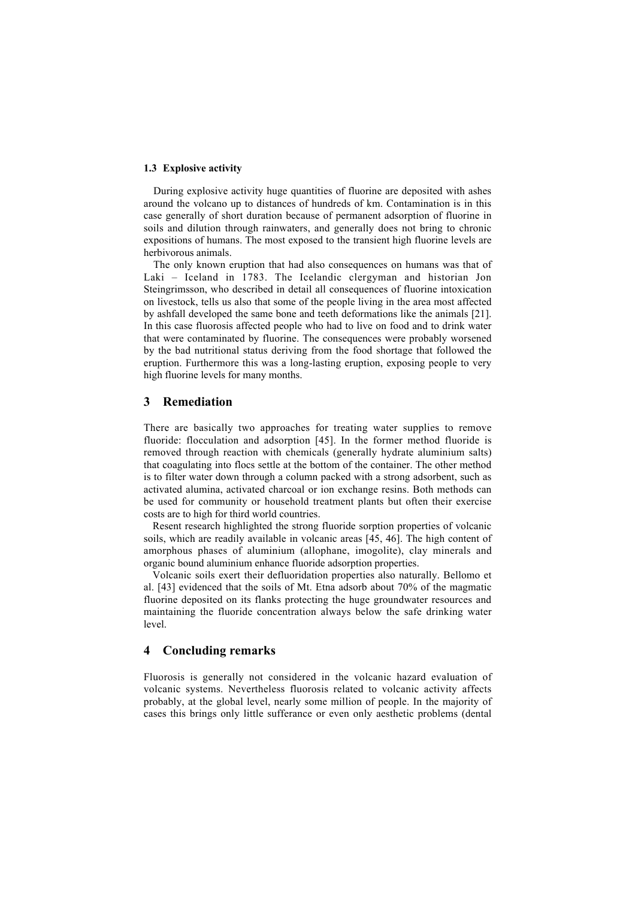### 1.3 Explosive activity

During explosive activity huge quantities of fluorine are deposited with ashes around the volcano up to distances of hundreds of km. Contamination is in this case generally of short duration because of permanent adsorption of fluorine in soils and dilution through rainwaters, and generally does not bring to chronic expositions of humans. The most exposed to the transient high fluorine levels are herbivorous animals.

The only known eruption that had also consequences on humans was that of Laki – Iceland in 1783. The Icelandic clergyman and historian Jon Steingrimsson, who described in detail all consequences of fluorine intoxication on livestock, tells us also that some of the people living in the area most affected by ashfall developed the same bone and teeth deformations like the animals [21]. In this case fluorosis affected people who had to live on food and to drink water that were contaminated by fluorine. The consequences were probably worsened by the bad nutritional status deriving from the food shortage that followed the eruption. Furthermore this was a long-lasting eruption, exposing people to very high fluorine levels for many months.

## 3 Remediation

There are basically two approaches for treating water supplies to remove fluoride: flocculation and adsorption [45]. In the former method fluoride is removed through reaction with chemicals (generally hydrate aluminium salts) that coagulating into flocs settle at the bottom of the container. The other method is to filter water down through a column packed with a strong adsorbent, such as activated alumina, activated charcoal or ion exchange resins. Both methods can be used for community or household treatment plants but often their exercise costs are to high for third world countries.

Resent research highlighted the strong fluoride sorption properties of volcanic soils, which are readily available in volcanic areas [45, 46]. The high content of amorphous phases of aluminium (allophane, imogolite), clay minerals and organic bound aluminium enhance fluoride adsorption properties.

Volcanic soils exert their defluoridation properties also naturally. Bellomo et al. [43] evidenced that the soils of Mt. Etna adsorb about 70% of the magmatic fluorine deposited on its flanks protecting the huge groundwater resources and maintaining the fluoride concentration always below the safe drinking water level.

## 4 Concluding remarks

Fluorosis is generally not considered in the volcanic hazard evaluation of volcanic systems. Nevertheless fluorosis related to volcanic activity affects probably, at the global level, nearly some million of people. In the majority of cases this brings only little sufferance or even only aesthetic problems (dental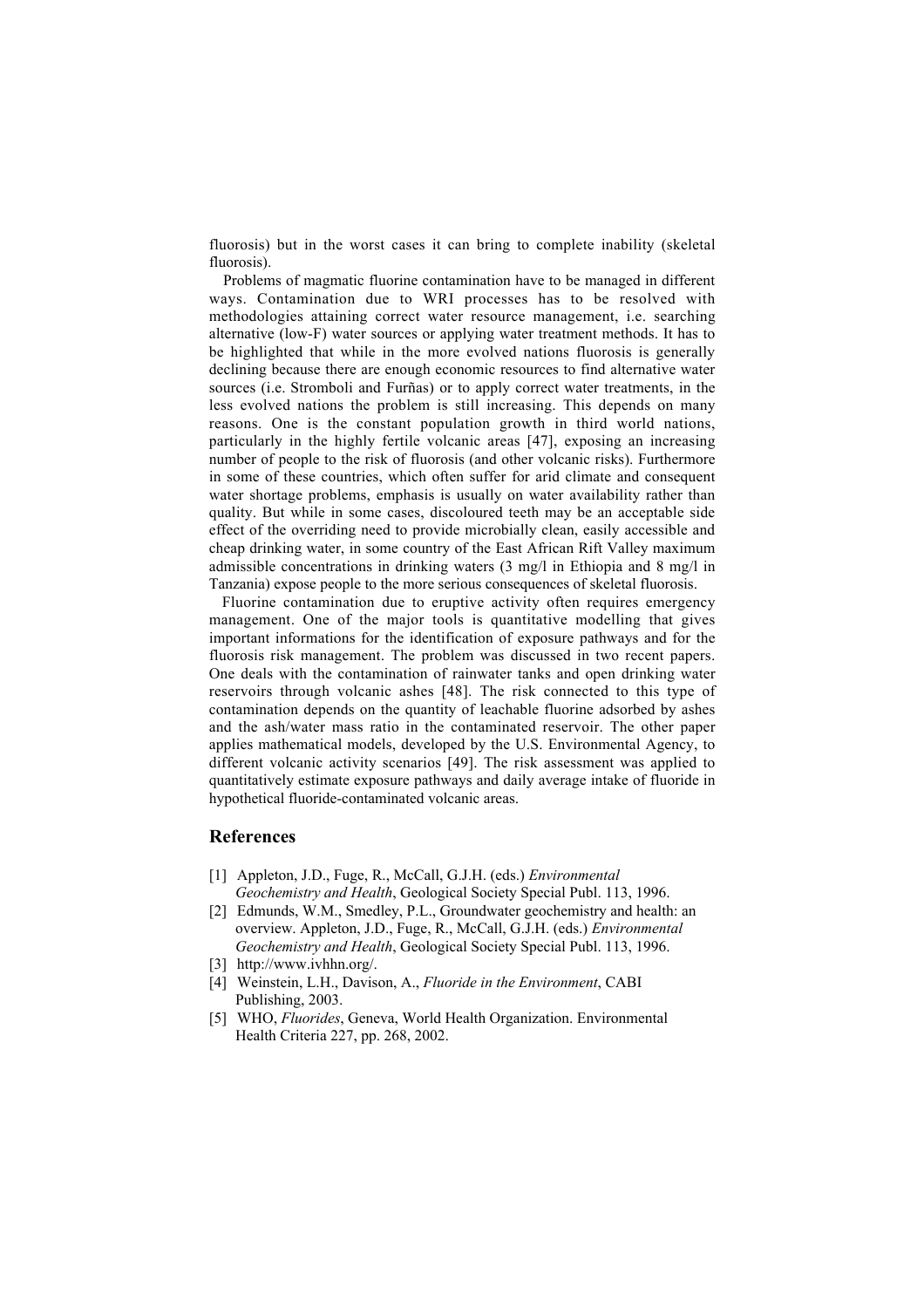fluorosis) but in the worst cases it can bring to complete inability (skeletal fluorosis).

Problems of magmatic fluorine contamination have to be managed in different ways. Contamination due to WRI processes has to be resolved with methodologies attaining correct water resource management, i.e. searching alternative (low-F) water sources or applying water treatment methods. It has to be highlighted that while in the more evolved nations fluorosis is generally declining because there are enough economic resources to find alternative water sources (i.e. Stromboli and Furñas) or to apply correct water treatments, in the less evolved nations the problem is still increasing. This depends on many reasons. One is the constant population growth in third world nations, particularly in the highly fertile volcanic areas [47], exposing an increasing number of people to the risk of fluorosis (and other volcanic risks). Furthermore in some of these countries, which often suffer for arid climate and consequent water shortage problems, emphasis is usually on water availability rather than quality. But while in some cases, discoloured teeth may be an acceptable side effect of the overriding need to provide microbially clean, easily accessible and cheap drinking water, in some country of the East African Rift Valley maximum admissible concentrations in drinking waters (3 mg/l in Ethiopia and 8 mg/l in Tanzania) expose people to the more serious consequences of skeletal fluorosis.

Fluorine contamination due to eruptive activity often requires emergency management. One of the major tools is quantitative modelling that gives important informations for the identification of exposure pathways and for the fluorosis risk management. The problem was discussed in two recent papers. One deals with the contamination of rainwater tanks and open drinking water reservoirs through volcanic ashes [48]. The risk connected to this type of contamination depends on the quantity of leachable fluorine adsorbed by ashes and the ash/water mass ratio in the contaminated reservoir. The other paper applies mathematical models, developed by the U.S. Environmental Agency, to different volcanic activity scenarios [49]. The risk assessment was applied to quantitatively estimate exposure pathways and daily average intake of fluoride in hypothetical fluoride-contaminated volcanic areas.

## References

[1] Appleton, J.D., Fuge, R., McCall, G.J.H. (eds.) *Environmental Geochemistry and Health*, Geological Society Special Publ. 113, 1996.

[2] Edmunds, W.M., Smedley, P.L., Groundwater geochemistry and health: an overview. Appleton, J.D., Fuge, R., McCall, G.J.H. (eds.) *Environmental Geochemistry and Health*, Geological Society Special Publ. 113, 1996.

[3] http://www.ivhhn.org/.

[4] Weinstein, L.H., Davison, A., *Fluoride in the Environment*, CABI Publishing, 2003.

[5] WHO, *Fluorides*, Geneva, World Health Organization. Environmental Health Criteria 227, pp. 268, 2002.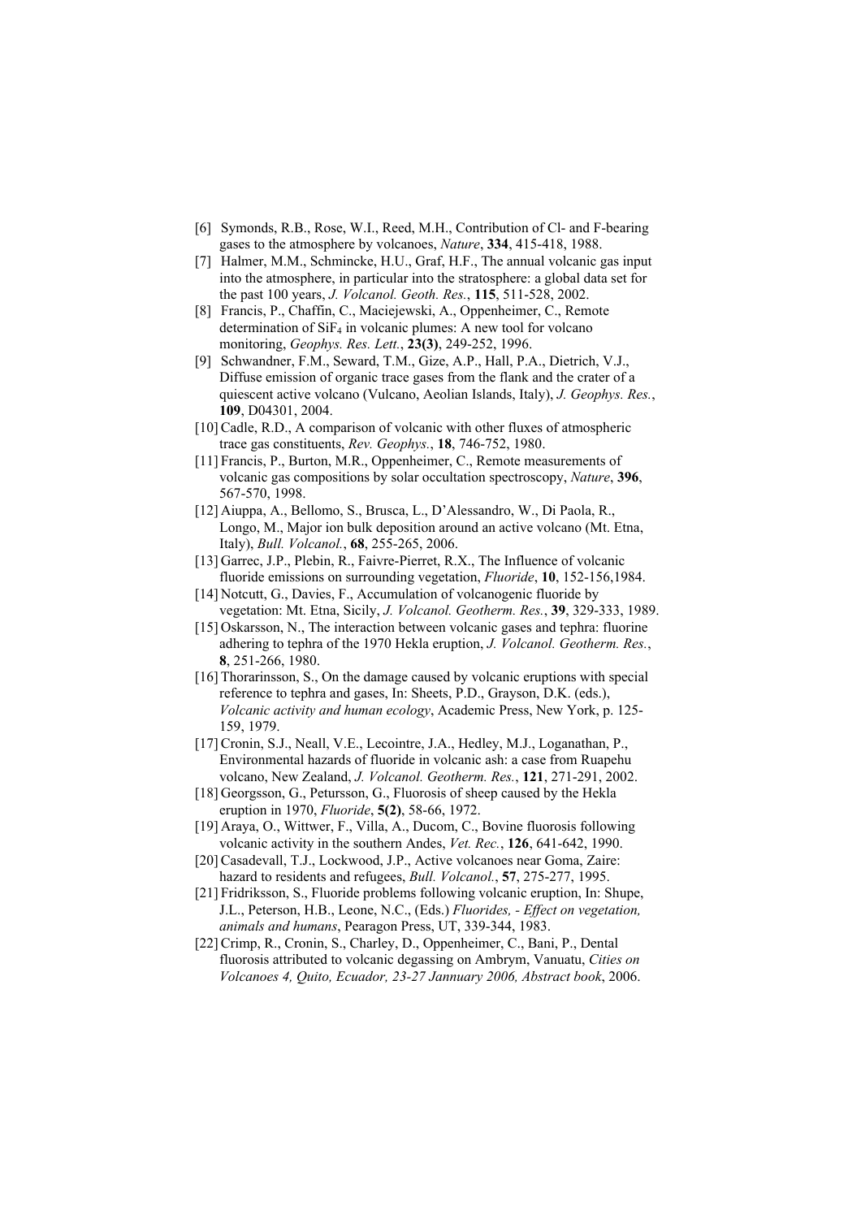[6] Symonds, R.B., Rose, W.I., Reed, M.H., Contribution of Cl- and F-bearing gases to the atmosphere by volcanoes, *Nature*, **334**, 415-418, 1988.

[7] Halmer, M.M., Schmincke, H.U., Graf, H.F., The annual volcanic gas input into the atmosphere, in particular into the stratosphere: a global data set for the past 100 years, *J. Volcanol. Geoth. Res.*, **115**, 511-528, 2002.

[8] Francis, P., Chaffin, C., Maciejewski, A., Oppenheimer, C., Remote determination of $SiF_4$ in volcanic plumes: A new tool for volcano monitoring, *Geophys. Res. Lett.*, **23(3)**, 249-252, 1996.

[9] Schwandner, F.M., Seward, T.M., Gize, A.P., Hall, P.A., Dietrich, V.J., Diffuse emission of organic trace gases from the flank and the crater of a quiescent active volcano (Vulcano, Aeolian Islands, Italy), *J. Geophys. Res.*, **109**, D04301, 2004.

[10] Cadle, R.D., A comparison of volcanic with other fluxes of atmospheric trace gas constituents, *Rev. Geophys.*, **18**, 746-752, 1980.

[11] Francis, P., Burton, M.R., Oppenheimer, C., Remote measurements of volcanic gas compositions by solar occultation spectroscopy, *Nature*, **396**, 567-570, 1998.

[12] Aiuppa, A., Bellomo, S., Brusca, L., D'Alessandro, W., Di Paola, R., Longo, M., Major ion bulk deposition around an active volcano (Mt. Etna, Italy), *Bull. Volcanol.*, **68**, 255-265, 2006.

[13] Garrec, J.P., Plebin, R., Faivre-Pierret, R.X., The Influence of volcanic fluoride emissions on surrounding vegetation, *Fluoride*, **10**, 152-156,1984.

[14] Notcutt, G., Davies, F., Accumulation of volcanogenic fluoride by vegetation: Mt. Etna, Sicily, *J. Volcanol. Geotherm. Res.*, **39**, 329-333, 1989.

[15] Oskarsson, N., The interaction between volcanic gases and tephra: fluorine adhering to tephra of the 1970 Hekla eruption, *J. Volcanol. Geotherm. Res.*, **8**, 251-266, 1980.

[16] Thorarinsson, S., On the damage caused by volcanic eruptions with special reference to tephra and gases, In: Sheets, P.D., Grayson, D.K. (eds.), *Volcanic activity and human ecology*, Academic Press, New York, p. 125-159, 1979.

[17] Cronin, S.J., Neall, V.E., Lecointre, J.A., Hedley, M.J., Loganathan, P., Environmental hazards of fluoride in volcanic ash: a case from Ruapehu volcano, New Zealand, *J. Volcanol. Geotherm. Res.*, **121**, 271-291, 2002.

[18] Georgsson, G., Petursson, G., Fluorosis of sheep caused by the Hekla eruption in 1970, *Fluoride*, **5(2)**, 58-66, 1972.

[19] Araya, O., Wittwer, F., Villa, A., Ducom, C., Bovine fluorosis following volcanic activity in the southern Andes, *Vet. Rec.*, **126**, 641-642, 1990.

[20] Casadevall, T.J., Lockwood, J.P., Active volcanoes near Goma, Zaire: hazard to residents and refugees, *Bull. Volcanol.*, **57**, 275-277, 1995.

[21] Fridriksson, S., Fluoride problems following volcanic eruption, In: Shupe, J.L., Peterson, H.B., Leone, N.C., (Eds.) *Fluorides, - Effect on vegetation, animals and humans*, Pearagon Press, UT, 339-344, 1983.

[22] Crimp, R., Cronin, S., Charley, D., Oppenheimer, C., Bani, P., Dental fluorosis attributed to volcanic degassing on Ambrym, Vanuatu, *Cities on Volcanoes 4, Quito, Ecuador, 23-27 Jannuary 2006, Abstract book*, 2006.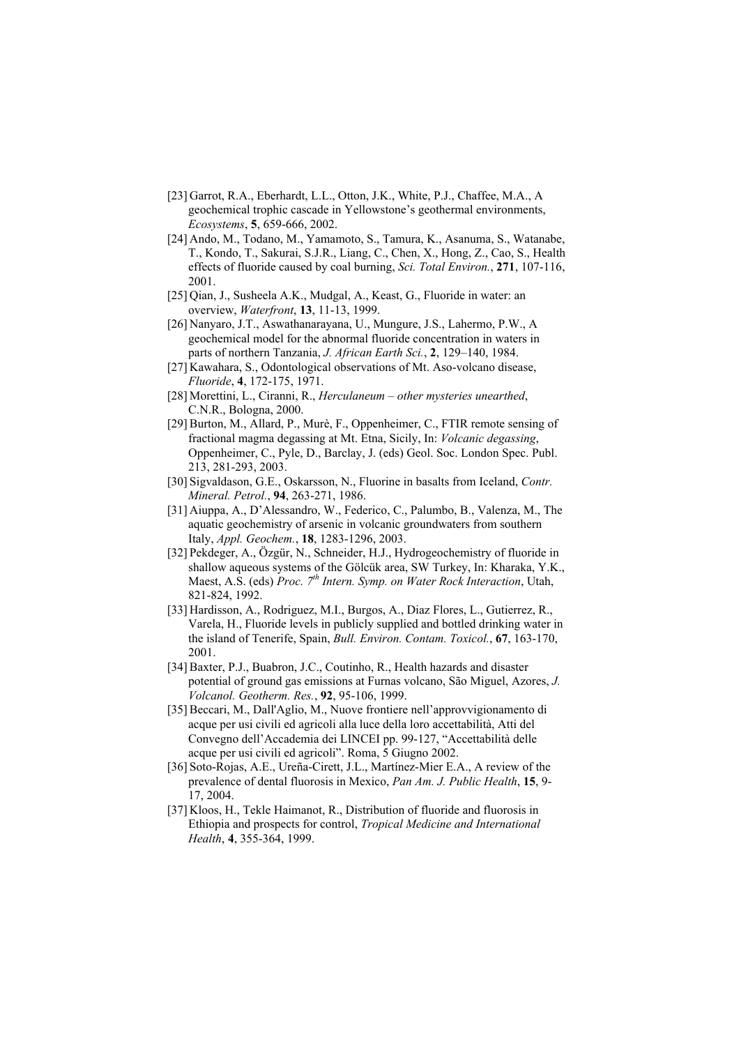[23] Garrot, R.A., Eberhardt, L.L., Otton, J.K., White, P.J., Chaffee, M.A., A geochemical trophic cascade in Yellowstone's geothermal environments, *Ecosystems*, **5**, 659-666, 2002.

[24] Ando, M., Todano, M., Yamamoto, S., Tamura, K., Asanuma, S., Watanabe, T., Kondo, T., Sakurai, S.J.R., Liang, C., Chen, X., Hong, Z., Cao, S., Health effects of fluoride caused by coal burning, *Sci. Total Environ.*, **271**, 107-116, 2001.

[25] Qian, J., Susheela A.K., Mudgal, A., Keast, G., Fluoride in water: an overview, *Waterfront*, **13**, 11-13, 1999.

[26] Nanyaro, J.T., Aswathanarayana, U., Mungure, J.S., Lahermo, P.W., A geochemical model for the abnormal fluoride concentration in waters in parts of northern Tanzania, *J. African Earth Sci.*, **2**, 129–140, 1984.

[27] Kawahara, S., Odontological observations of Mt. Aso-volcano disease, *Fluoride*, **4**, 172-175, 1971.

[28] Morettini, L., Ciranni, R., *Herculaneum – other mysteries unearthed*, C.N.R., Bologna, 2000.

[29] Burton, M., Allard, P., Murè, F., Oppenheimer, C., FTIR remote sensing of fractional magma degassing at Mt. Etna, Sicily, In: *Volcanic degassing*, Oppenheimer, C., Pyle, D., Barclay, J. (eds) Geol. Soc. London Spec. Publ. 213, 281-293, 2003.

[30] Sigvaldason, G.E., Oskarsson, N., Fluorine in basalts from Iceland, *Contr. Mineral. Petrol.*, **94**, 263-271, 1986.

[31] Aiuppa, A., D'Alessandro, W., Federico, C., Palumbo, B., Valenza, M., The aquatic geochemistry of arsenic in volcanic groundwaters from southern Italy, *Appl. Geochem.*, **18**, 1283-1296, 2003.

[32] Pekdeger, A., Özgür, N., Schneider, H.J., Hydrogeochemistry of fluoride in shallow aqueous systems of the Gölcük area, SW Turkey, In: Kharaka, Y.K., Maest, A.S. (eds) *Proc. 7th Intern. Symp. on Water Rock Interaction*, Utah, 821-824, 1992.

[33] Hardisson, A., Rodriguez, M.I., Burgos, A., Diaz Flores, L., Gutierrez, R., Varela, H., Fluoride levels in publicly supplied and bottled drinking water in the island of Tenerife, Spain, *Bull. Environ. Contam. Toxicol.*, **67**, 163-170, 2001.

[34] Baxter, P.J., Buabron, J.C., Coutinho, R., Health hazards and disaster potential of ground gas emissions at Furnas volcano, São Miguel, Azores, *J. Volcanol. Geotherm. Res.*, **92**, 95-106, 1999.

[35] Beccari, M., Dall'Aglio, M., Nuove frontiere nell'approvvigionamento di acque per usi civili ed agricoli alla luce della loro accettabilità, Atti del Convegno dell'Accademia dei LINCEI pp. 99-127, "Accettabilità delle acque per usi civili ed agricoli". Roma, 5 Giugno 2002.

[36] Soto-Rojas, A.E., Ureña-Cirett, J.L., Martínez-Mier E.A., A review of the prevalence of dental fluorosis in Mexico, *Pan Am. J. Public Health*, **15**, 9-17, 2004.

[37] Kloos, H., Tekle Haimanot, R., Distribution of fluoride and fluorosis in Ethiopia and prospects for control, *Tropical Medicine and International Health*, **4**, 355-364, 1999.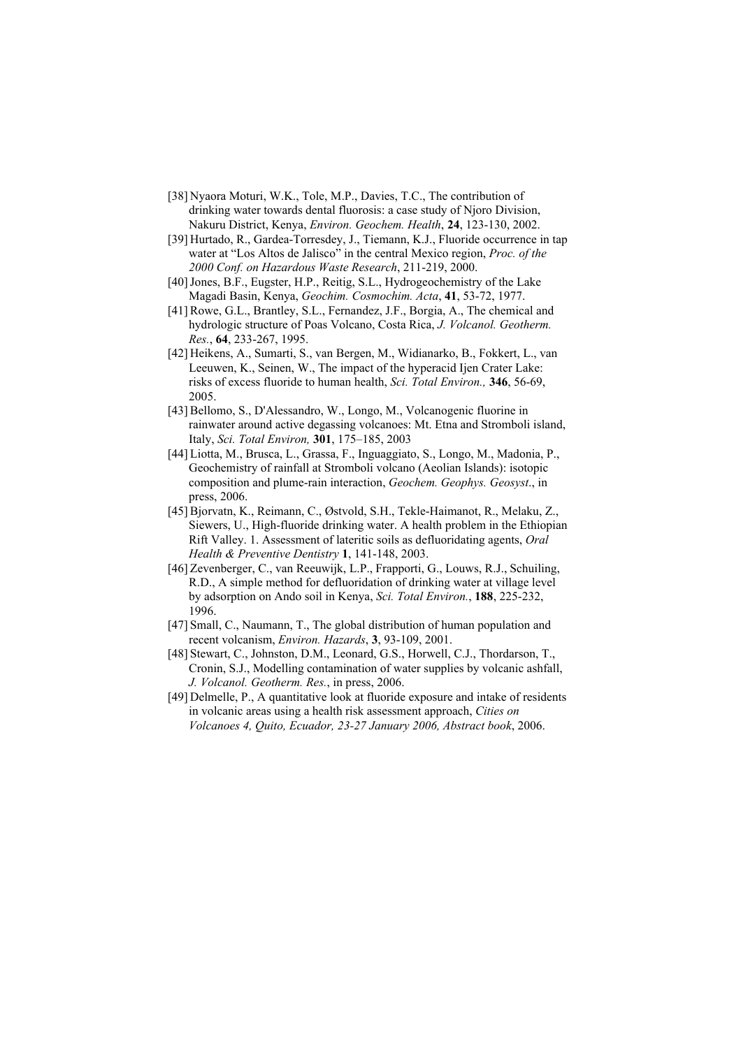[38] Nyaora Moturi, W.K., Tole, M.P., Davies, T.C., The contribution of drinking water towards dental fluorosis: a case study of Njoro Division, Nakuru District, Kenya, *Environ. Geochem. Health*, **24**, 123-130, 2002.

[39] Hurtado, R., Gardea-Torresdey, J., Tiemann, K.J., Fluoride occurrence in tap water at "Los Altos de Jalisco" in the central Mexico region, *Proc. of the 2000 Conf. on Hazardous Waste Research*, 211-219, 2000.

[40] Jones, B.F., Eugster, H.P., Reitig, S.L., Hydrogeochemistry of the Lake Magadi Basin, Kenya, *Geochim. Cosmochim. Acta*, **41**, 53-72, 1977.

[41] Rowe, G.L., Brantley, S.L., Fernandez, J.F., Borgia, A., The chemical and hydrologic structure of Poas Volcano, Costa Rica, *J. Volcanol. Geotherm. Res.*, **64**, 233-267, 1995.

[42] Heikens, A., Sumarti, S., van Bergen, M., Widianarko, B., Fokkert, L., van Leeuwen, K., Seinen, W., The impact of the hyperacid Ijen Crater Lake: risks of excess fluoride to human health, *Sci. Total Environ.,* **346**, 56-69, 2005.

[43] Bellomo, S., D'Alessandro, W., Longo, M., Volcanogenic fluorine in rainwater around active degassing volcanoes: Mt. Etna and Stromboli island, Italy, *Sci. Total Environ,* **301**, 175–185, 2003

[44] Liotta, M., Brusca, L., Grassa, F., Inguaggiato, S., Longo, M., Madonia, P., Geochemistry of rainfall at Stromboli volcano (Aeolian Islands): isotopic composition and plume-rain interaction, *Geochem. Geophys. Geosyst*., in press, 2006.

[45] Bjorvatn, K., Reimann, C., Østvold, S.H., Tekle-Haimanot, R., Melaku, Z., Siewers, U., High-fluoride drinking water. A health problem in the Ethiopian Rift Valley. 1. Assessment of lateritic soils as defluoridating agents, *Oral Health & Preventive Dentistry* **1**, 141-148, 2003.

[46] Zevenberger, C., van Reeuwijk, L.P., Frapporti, G., Louws, R.J., Schuiling, R.D., A simple method for defluoridation of drinking water at village level by adsorption on Ando soil in Kenya, *Sci. Total Environ.*, **188**, 225-232, 1996.

[47] Small, C., Naumann, T., The global distribution of human population and recent volcanism, *Environ. Hazards*, **3**, 93-109, 2001.

[48] Stewart, C., Johnston, D.M., Leonard, G.S., Horwell, C.J., Thordarson, T., Cronin, S.J., Modelling contamination of water supplies by volcanic ashfall, *J. Volcanol. Geotherm. Res.*, in press, 2006.

[49] Delmelle, P., A quantitative look at fluoride exposure and intake of residents in volcanic areas using a health risk assessment approach, *Cities on Volcanoes 4, Quito, Ecuador, 23-27 January 2006, Abstract book*, 2006.